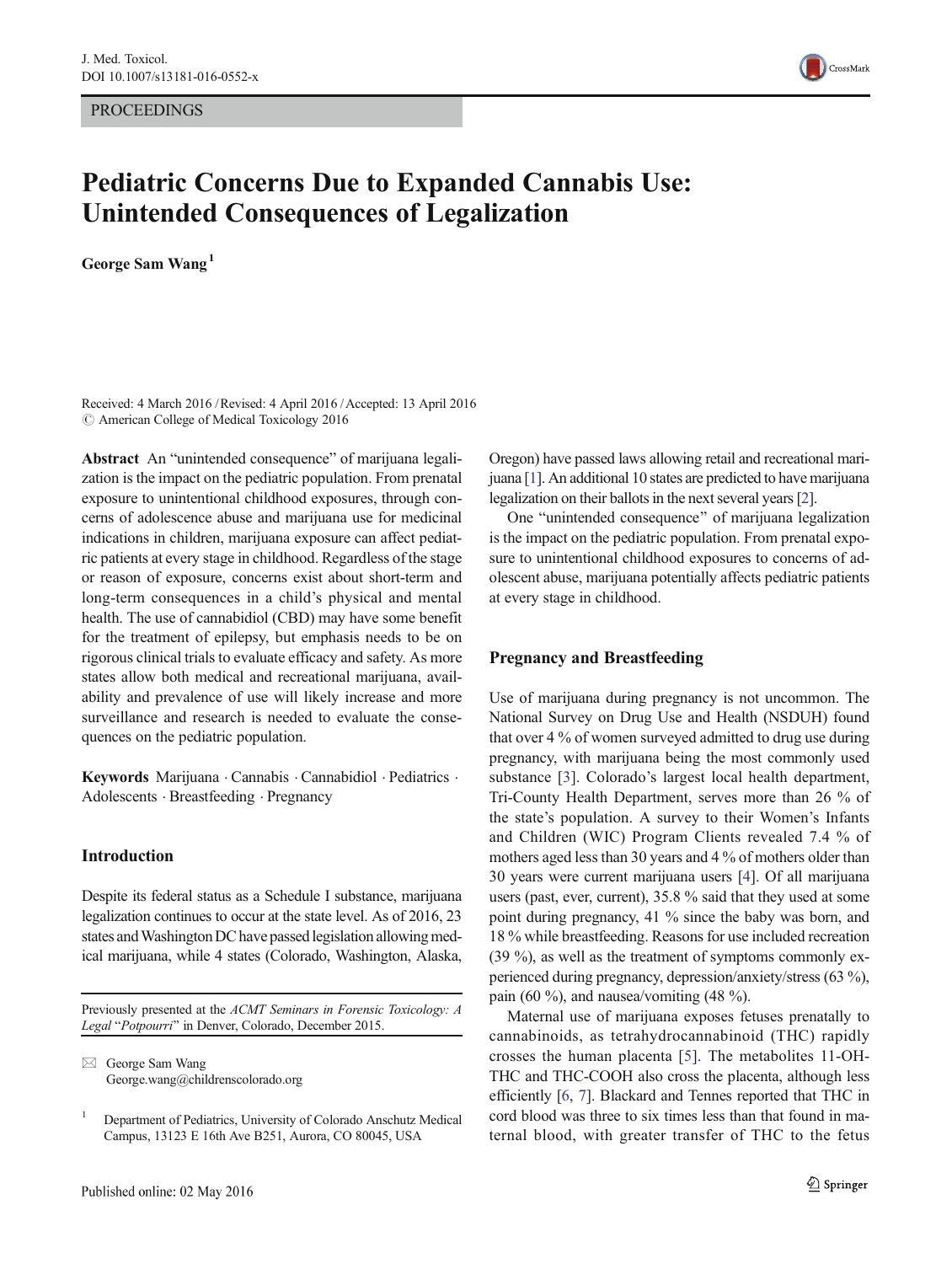PROCEEDINGS

# Pediatric Concerns Due to Expanded Cannabis Use: Unintended Consequences of Legalization

**George Sam Wang** [1]

Received: 4 March 2016 / Revised: 4 April 2016 / Accepted: 13 April 2016
© American College of Medical Toxicology 2016

**Abstract** An "unintended consequence" of marijuana legalization is the impact on the pediatric population. From prenatal exposure to unintentional childhood exposures, through concerns of adolescence abuse and marijuana use for medicinal indications in children, marijuana exposure can affect pediatric patients at every stage in childhood. Regardless of the stage or reason of exposure, concerns exist about short-term and long-term consequences in a child's physical and mental health. The use of cannabidiol (CBD) may have some benefit for the treatment of epilepsy, but emphasis needs to be on rigorous clinical trials to evaluate efficacy and safety. As more states allow both medical and recreational marijuana, availability and prevalence of use will likely increase and more surveillance and research is needed to evaluate the consequences on the pediatric population.

**Keywords** Marijuana · Cannabis · Cannabidiol · Pediatrics · Adolescents · Breastfeeding · Pregnancy

## Introduction

Despite its federal status as a Schedule I substance, marijuana legalization continues to occur at the state level. As of 2016, 23 states and Washington DC have passed legislation allowing medical marijuana, while 4 states (Colorado, Washington, Alaska, Oregon) have passed laws allowing retail and recreational marijuana [1]. An additional 10 states are predicted to have marijuana legalization on their ballots in the next several years [2].

One "unintended consequence" of marijuana legalization is the impact on the pediatric population. From prenatal exposure to unintentional childhood exposures to concerns of adolescent abuse, marijuana potentially affects pediatric patients at every stage in childhood.

## Pregnancy and Breastfeeding

Use of marijuana during pregnancy is not uncommon. The National Survey on Drug Use and Health (NSDUH) found that over 4 % of women surveyed admitted to drug use during pregnancy, with marijuana being the most commonly used substance [3]. Colorado's largest local health department, Tri-County Health Department, serves more than 26 % of the state's population. A survey to their Women's Infants and Children (WIC) Program Clients revealed 7.4 % of mothers aged less than 30 years and 4 % of mothers older than 30 years were current marijuana users [4]. Of all marijuana users (past, ever, current), 35.8 % said that they used at some point during pregnancy, 41 % since the baby was born, and 18 % while breastfeeding. Reasons for use included recreation (39 %), as well as the treatment of symptoms commonly experienced during pregnancy, depression/anxiety/stress (63 %), pain (60 %), and nausea/vomiting (48 %).

Maternal use of marijuana exposes fetuses prenatally to cannabinoids, as tetrahydrocannabinoid (THC) rapidly crosses the human placenta [5]. The metabolites 11-OH-THC and THC-COOH also cross the placenta, although less efficiently [6, 7]. Blackard and Tennes reported that THC in cord blood was three to six times less than that found in maternal blood, with greater transfer of THC to the fetus

Previously presented at the *ACMT Seminars in Forensic Toxicology: A Legal "Potpourri"* in Denver, Colorado, December 2015.

George Sam Wang
George.wang@childrenscolorado.org

[1] Department of Pediatrics, University of Colorado Anschutz Medical Campus, 13123 E 16th Ave B251, Aurora, CO 80045, USA

Published online: 02 May 2016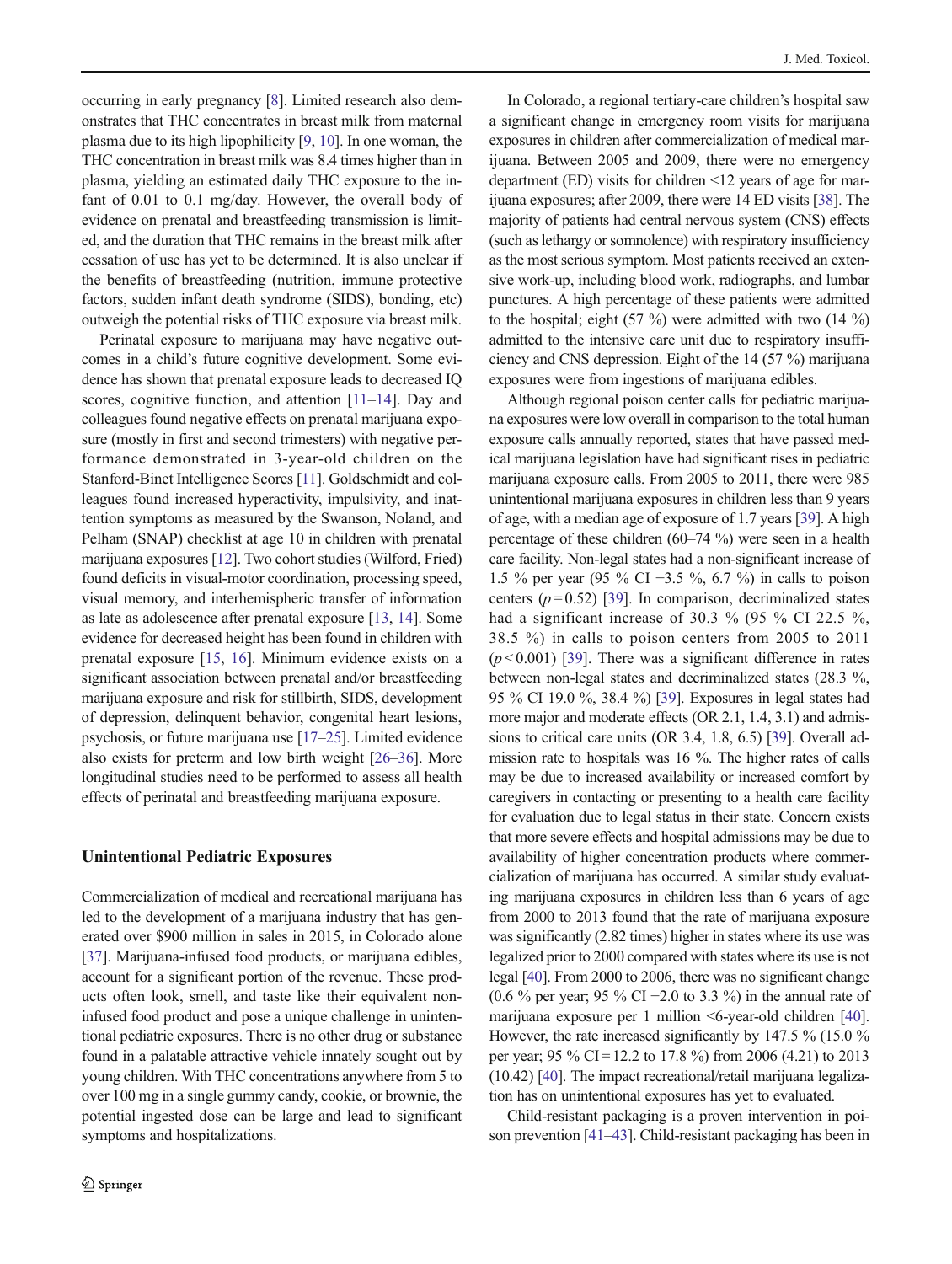occurring in early pregnancy [8]. Limited research also demonstrates that THC concentrates in breast milk from maternal plasma due to its high lipophilicity [9, 10]. In one woman, the THC concentration in breast milk was 8.4 times higher than in plasma, yielding an estimated daily THC exposure to the infant of 0.01 to 0.1 mg/day. However, the overall body of evidence on prenatal and breastfeeding transmission is limited, and the duration that THC remains in the breast milk after cessation of use has yet to be determined. It is also unclear if the benefits of breastfeeding (nutrition, immune protective factors, sudden infant death syndrome (SIDS), bonding, etc) outweigh the potential risks of THC exposure via breast milk.

Perinatal exposure to marijuana may have negative outcomes in a child's future cognitive development. Some evidence has shown that prenatal exposure leads to decreased IQ scores, cognitive function, and attention [11–14]. Day and colleagues found negative effects on prenatal marijuana exposure (mostly in first and second trimesters) with negative performance demonstrated in 3-year-old children on the Stanford-Binet Intelligence Scores [11]. Goldschmidt and colleagues found increased hyperactivity, impulsivity, and inattention symptoms as measured by the Swanson, Noland, and Pelham (SNAP) checklist at age 10 in children with prenatal marijuana exposures [12]. Two cohort studies (Wilford, Fried) found deficits in visual-motor coordination, processing speed, visual memory, and interhemispheric transfer of information as late as adolescence after prenatal exposure [13, 14]. Some evidence for decreased height has been found in children with prenatal exposure [15, 16]. Minimum evidence exists on a significant association between prenatal and/or breastfeeding marijuana exposure and risk for stillbirth, SIDS, development of depression, delinquent behavior, congenital heart lesions, psychosis, or future marijuana use [17–25]. Limited evidence also exists for preterm and low birth weight [26–36]. More longitudinal studies need to be performed to assess all health effects of perinatal and breastfeeding marijuana exposure.

## Unintentional Pediatric Exposures

Commercialization of medical and recreational marijuana has led to the development of a marijuana industry that has generated over $900 million in sales in 2015, in Colorado alone [37]. Marijuana-infused food products, or marijuana edibles, account for a significant portion of the revenue. These products often look, smell, and taste like their equivalent non-infused food product and pose a unique challenge in unintentional pediatric exposures. There is no other drug or substance found in a palatable attractive vehicle innately sought out by young children. With THC concentrations anywhere from 5 to over 100 mg in a single gummy candy, cookie, or brownie, the potential ingested dose can be large and lead to significant symptoms and hospitalizations.

In Colorado, a regional tertiary-care children's hospital saw a significant change in emergency room visits for marijuana exposures in children after commercialization of medical marijuana. Between 2005 and 2009, there were no emergency department (ED) visits for children <12 years of age for marijuana exposures; after 2009, there were 14 ED visits [38]. The majority of patients had central nervous system (CNS) effects (such as lethargy or somnolence) with respiratory insufficiency as the most serious symptom. Most patients received an extensive work-up, including blood work, radiographs, and lumbar punctures. A high percentage of these patients were admitted to the hospital; eight (57 %) were admitted with two (14 %) admitted to the intensive care unit due to respiratory insufficiency and CNS depression. Eight of the 14 (57 %) marijuana exposures were from ingestions of marijuana edibles.

Although regional poison center calls for pediatric marijuana exposures were low overall in comparison to the total human exposure calls annually reported, states that have passed medical marijuana legislation have had significant rises in pediatric marijuana exposure calls. From 2005 to 2011, there were 985 unintentional marijuana exposures in children less than 9 years of age, with a median age of exposure of 1.7 years [39]. A high percentage of these children (60–74 %) were seen in a health care facility. Non-legal states had a non-significant increase of 1.5 % per year (95 % CI −3.5 %, 6.7 %) in calls to poison centers ($p = 0.52$) [39]. In comparison, decriminalized states had a significant increase of 30.3 % (95 % CI 22.5 %, 38.5 %) in calls to poison centers from 2005 to 2011 ($p < 0.001$) [39]. There was a significant difference in rates between non-legal states and decriminalized states (28.3 %, 95 % CI 19.0 %, 38.4 %) [39]. Exposures in legal states had more major and moderate effects (OR 2.1, 1.4, 3.1) and admissions to critical care units (OR 3.4, 1.8, 6.5) [39]. Overall admission rate to hospitals was 16 %. The higher rates of calls may be due to increased availability or increased comfort by caregivers in contacting or presenting to a health care facility for evaluation due to legal status in their state. Concern exists that more severe effects and hospital admissions may be due to availability of higher concentration products where commercialization of marijuana has occurred. A similar study evaluating marijuana exposures in children less than 6 years of age from 2000 to 2013 found that the rate of marijuana exposure was significantly (2.82 times) higher in states where its use was legalized prior to 2000 compared with states where its use is not legal [40]. From 2000 to 2006, there was no significant change (0.6 % per year; 95 % CI −2.0 to 3.3 %) in the annual rate of marijuana exposure per 1 million <6-year-old children [40]. However, the rate increased significantly by 147.5 % (15.0 % per year; 95 % CI = 12.2 to 17.8 %) from 2006 (4.21) to 2013 (10.42) [40]. The impact recreational/retail marijuana legalization has on unintentional exposures has yet to evaluated.

Child-resistant packaging is a proven intervention in poison prevention [41–43]. Child-resistant packaging has been in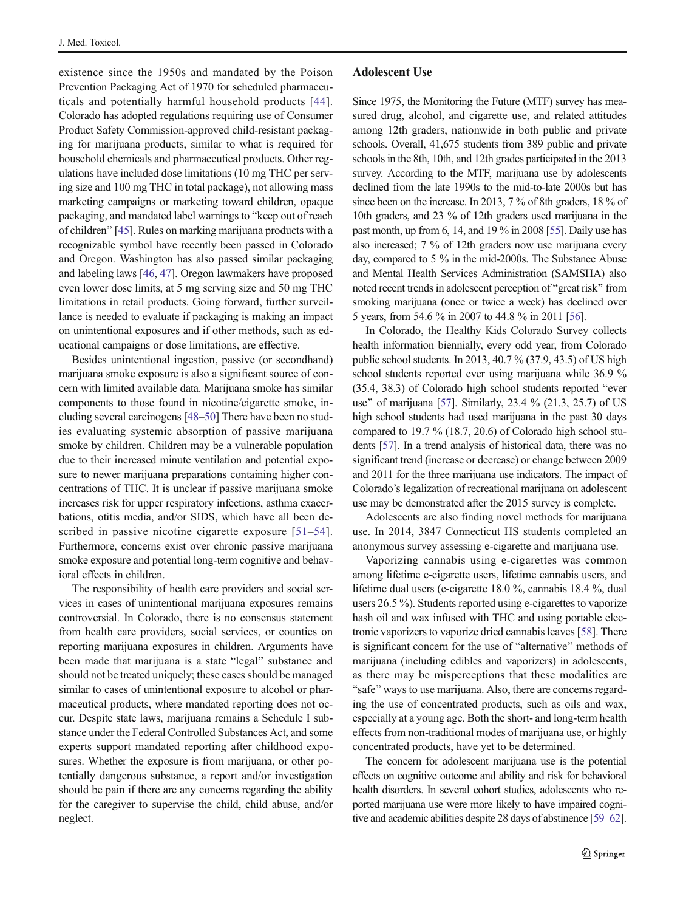existence since the 1950s and mandated by the Poison Prevention Packaging Act of 1970 for scheduled pharmaceuticals and potentially harmful household products [44]. Colorado has adopted regulations requiring use of Consumer Product Safety Commission-approved child-resistant packaging for marijuana products, similar to what is required for household chemicals and pharmaceutical products. Other regulations have included dose limitations (10 mg THC per serving size and 100 mg THC in total package), not allowing mass marketing campaigns or marketing toward children, opaque packaging, and mandated label warnings to "keep out of reach of children" [45]. Rules on marking marijuana products with a recognizable symbol have recently been passed in Colorado and Oregon. Washington has also passed similar packaging and labeling laws [46, 47]. Oregon lawmakers have proposed even lower dose limits, at 5 mg serving size and 50 mg THC limitations in retail products. Going forward, further surveillance is needed to evaluate if packaging is making an impact on unintentional exposures and if other methods, such as educational campaigns or dose limitations, are effective.

Besides unintentional ingestion, passive (or secondhand) marijuana smoke exposure is also a significant source of concern with limited available data. Marijuana smoke has similar components to those found in nicotine/cigarette smoke, including several carcinogens [48–50] There have been no studies evaluating systemic absorption of passive marijuana smoke by children. Children may be a vulnerable population due to their increased minute ventilation and potential exposure to newer marijuana preparations containing higher concentrations of THC. It is unclear if passive marijuana smoke increases risk for upper respiratory infections, asthma exacerbations, otitis media, and/or SIDS, which have all been described in passive nicotine cigarette exposure [51–54]. Furthermore, concerns exist over chronic passive marijuana smoke exposure and potential long-term cognitive and behavioral effects in children.

The responsibility of health care providers and social services in cases of unintentional marijuana exposures remains controversial. In Colorado, there is no consensus statement from health care providers, social services, or counties on reporting marijuana exposures in children. Arguments have been made that marijuana is a state "legal" substance and should not be treated uniquely; these cases should be managed similar to cases of unintentional exposure to alcohol or pharmaceutical products, where mandated reporting does not occur. Despite state laws, marijuana remains a Schedule I substance under the Federal Controlled Substances Act, and some experts support mandated reporting after childhood exposures. Whether the exposure is from marijuana, or other potentially dangerous substance, a report and/or investigation should be pain if there are any concerns regarding the ability for the caregiver to supervise the child, child abuse, and/or neglect.

## Adolescent Use

Since 1975, the Monitoring the Future (MTF) survey has measured drug, alcohol, and cigarette use, and related attitudes among 12th graders, nationwide in both public and private schools. Overall, 41,675 students from 389 public and private schools in the 8th, 10th, and 12th grades participated in the 2013 survey. According to the MTF, marijuana use by adolescents declined from the late 1990s to the mid-to-late 2000s but has since been on the increase. In 2013, 7 % of 8th graders, 18 % of 10th graders, and 23 % of 12th graders used marijuana in the past month, up from 6, 14, and 19 % in 2008 [55]. Daily use has also increased; 7 % of 12th graders now use marijuana every day, compared to 5 % in the mid-2000s. The Substance Abuse and Mental Health Services Administration (SAMSHA) also noted recent trends in adolescent perception of "great risk" from smoking marijuana (once or twice a week) has declined over 5 years, from 54.6 % in 2007 to 44.8 % in 2011 [56].

In Colorado, the Healthy Kids Colorado Survey collects health information biennially, every odd year, from Colorado public school students. In 2013, 40.7 % (37.9, 43.5) of US high school students reported ever using marijuana while 36.9 % (35.4, 38.3) of Colorado high school students reported "ever use" of marijuana [57]. Similarly, 23.4 % (21.3, 25.7) of US high school students had used marijuana in the past 30 days compared to 19.7 % (18.7, 20.6) of Colorado high school students [57]. In a trend analysis of historical data, there was no significant trend (increase or decrease) or change between 2009 and 2011 for the three marijuana use indicators. The impact of Colorado's legalization of recreational marijuana on adolescent use may be demonstrated after the 2015 survey is complete.

Adolescents are also finding novel methods for marijuana use. In 2014, 3847 Connecticut HS students completed an anonymous survey assessing e-cigarette and marijuana use.

Vaporizing cannabis using e-cigarettes was common among lifetime e-cigarette users, lifetime cannabis users, and lifetime dual users (e-cigarette 18.0 %, cannabis 18.4 %, dual users 26.5 %). Students reported using e-cigarettes to vaporize hash oil and wax infused with THC and using portable electronic vaporizers to vaporize dried cannabis leaves [58]. There is significant concern for the use of "alternative" methods of marijuana (including edibles and vaporizers) in adolescents, as there may be misperceptions that these modalities are "safe" ways to use marijuana. Also, there are concerns regarding the use of concentrated products, such as oils and wax, especially at a young age. Both the short- and long-term health effects from non-traditional modes of marijuana use, or highly concentrated products, have yet to be determined.

The concern for adolescent marijuana use is the potential effects on cognitive outcome and ability and risk for behavioral health disorders. In several cohort studies, adolescents who reported marijuana use were more likely to have impaired cognitive and academic abilities despite 28 days of abstinence [59–62].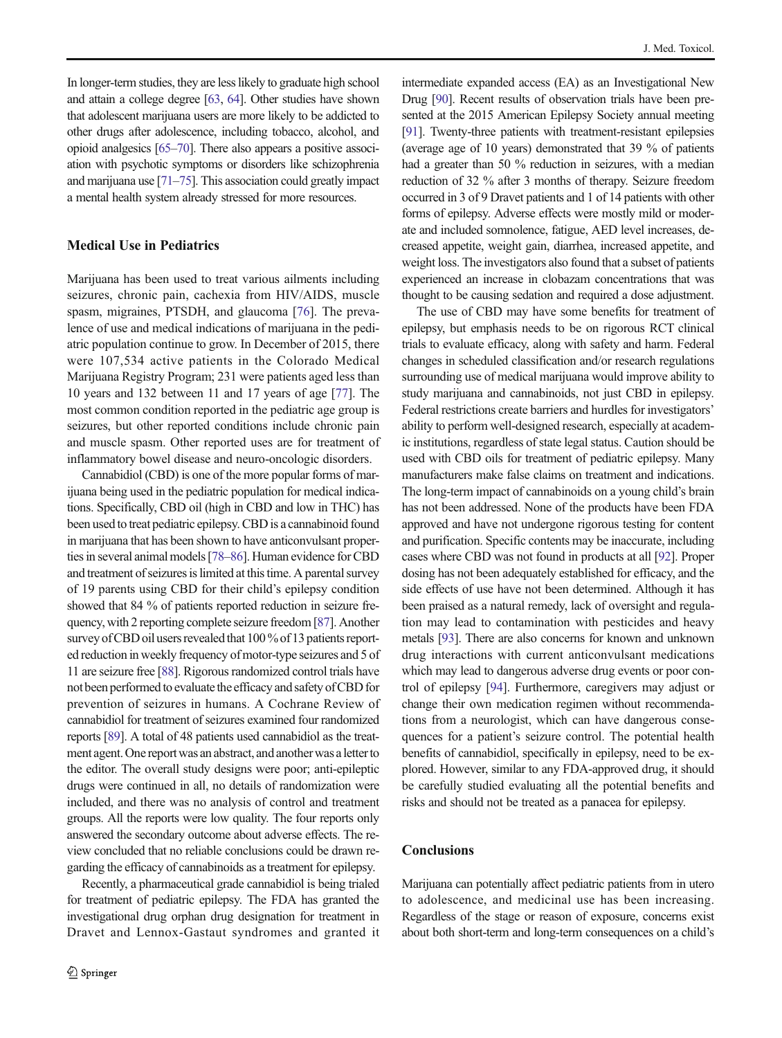In longer-term studies, they are less likely to graduate high school and attain a college degree [63, 64]. Other studies have shown that adolescent marijuana users are more likely to be addicted to other drugs after adolescence, including tobacco, alcohol, and opioid analgesics [65–70]. There also appears a positive association with psychotic symptoms or disorders like schizophrenia and marijuana use [71–75]. This association could greatly impact a mental health system already stressed for more resources.

## Medical Use in Pediatrics

Marijuana has been used to treat various ailments including seizures, chronic pain, cachexia from HIV/AIDS, muscle spasm, migraines, PTSDH, and glaucoma [76]. The prevalence of use and medical indications of marijuana in the pediatric population continue to grow. In December of 2015, there were 107,534 active patients in the Colorado Medical Marijuana Registry Program; 231 were patients aged less than 10 years and 132 between 11 and 17 years of age [77]. The most common condition reported in the pediatric age group is seizures, but other reported conditions include chronic pain and muscle spasm. Other reported uses are for treatment of inflammatory bowel disease and neuro-oncologic disorders.

Cannabidiol (CBD) is one of the more popular forms of marijuana being used in the pediatric population for medical indications. Specifically, CBD oil (high in CBD and low in THC) has been used to treat pediatric epilepsy. CBD is a cannabinoid found in marijuana that has been shown to have anticonvulsant properties in several animal models [78–86]. Human evidence for CBD and treatment of seizures is limited at this time. A parental survey of 19 parents using CBD for their child's epilepsy condition showed that 84 % of patients reported reduction in seizure frequency, with 2 reporting complete seizure freedom [87]. Another survey of CBD oil users revealed that 100 % of 13 patients reported reduction in weekly frequency of motor-type seizures and 5 of 11 are seizure free [88]. Rigorous randomized control trials have not been performed to evaluate the efficacy and safety of CBD for prevention of seizures in humans. A Cochrane Review of cannabidiol for treatment of seizures examined four randomized reports [89]. A total of 48 patients used cannabidiol as the treatment agent. One report was an abstract, and another was a letter to the editor. The overall study designs were poor; anti-epileptic drugs were continued in all, no details of randomization were included, and there was no analysis of control and treatment groups. All the reports were low quality. The four reports only answered the secondary outcome about adverse effects. The review concluded that no reliable conclusions could be drawn regarding the efficacy of cannabinoids as a treatment for epilepsy.

Recently, a pharmaceutical grade cannabidiol is being trialed for treatment of pediatric epilepsy. The FDA has granted the investigational drug orphan drug designation for treatment in Dravet and Lennox-Gastaut syndromes and granted it intermediate expanded access (EA) as an Investigational New Drug [90]. Recent results of observation trials have been presented at the 2015 American Epilepsy Society annual meeting [91]. Twenty-three patients with treatment-resistant epilepsies (average age of 10 years) demonstrated that 39 % of patients had a greater than 50 % reduction in seizures, with a median reduction of 32 % after 3 months of therapy. Seizure freedom occurred in 3 of 9 Dravet patients and 1 of 14 patients with other forms of epilepsy. Adverse effects were mostly mild or moderate and included somnolence, fatigue, AED level increases, decreased appetite, weight gain, diarrhea, increased appetite, and weight loss. The investigators also found that a subset of patients experienced an increase in clobazam concentrations that was thought to be causing sedation and required a dose adjustment.

The use of CBD may have some benefits for treatment of epilepsy, but emphasis needs to be on rigorous RCT clinical trials to evaluate efficacy, along with safety and harm. Federal changes in scheduled classification and/or research regulations surrounding use of medical marijuana would improve ability to study marijuana and cannabinoids, not just CBD in epilepsy. Federal restrictions create barriers and hurdles for investigators' ability to perform well-designed research, especially at academic institutions, regardless of state legal status. Caution should be used with CBD oils for treatment of pediatric epilepsy. Many manufacturers make false claims on treatment and indications. The long-term impact of cannabinoids on a young child's brain has not been addressed. None of the products have been FDA approved and have not undergone rigorous testing for content and purification. Specific contents may be inaccurate, including cases where CBD was not found in products at all [92]. Proper dosing has not been adequately established for efficacy, and the side effects of use have not been determined. Although it has been praised as a natural remedy, lack of oversight and regulation may lead to contamination with pesticides and heavy metals [93]. There are also concerns for known and unknown drug interactions with current anticonvulsant medications which may lead to dangerous adverse drug events or poor control of epilepsy [94]. Furthermore, caregivers may adjust or change their own medication regimen without recommendations from a neurologist, which can have dangerous consequences for a patient's seizure control. The potential health benefits of cannabidiol, specifically in epilepsy, need to be explored. However, similar to any FDA-approved drug, it should be carefully studied evaluating all the potential benefits and risks and should not be treated as a panacea for epilepsy.

## Conclusions

Marijuana can potentially affect pediatric patients from in utero to adolescence, and medicinal use has been increasing. Regardless of the stage or reason of exposure, concerns exist about both short-term and long-term consequences on a child's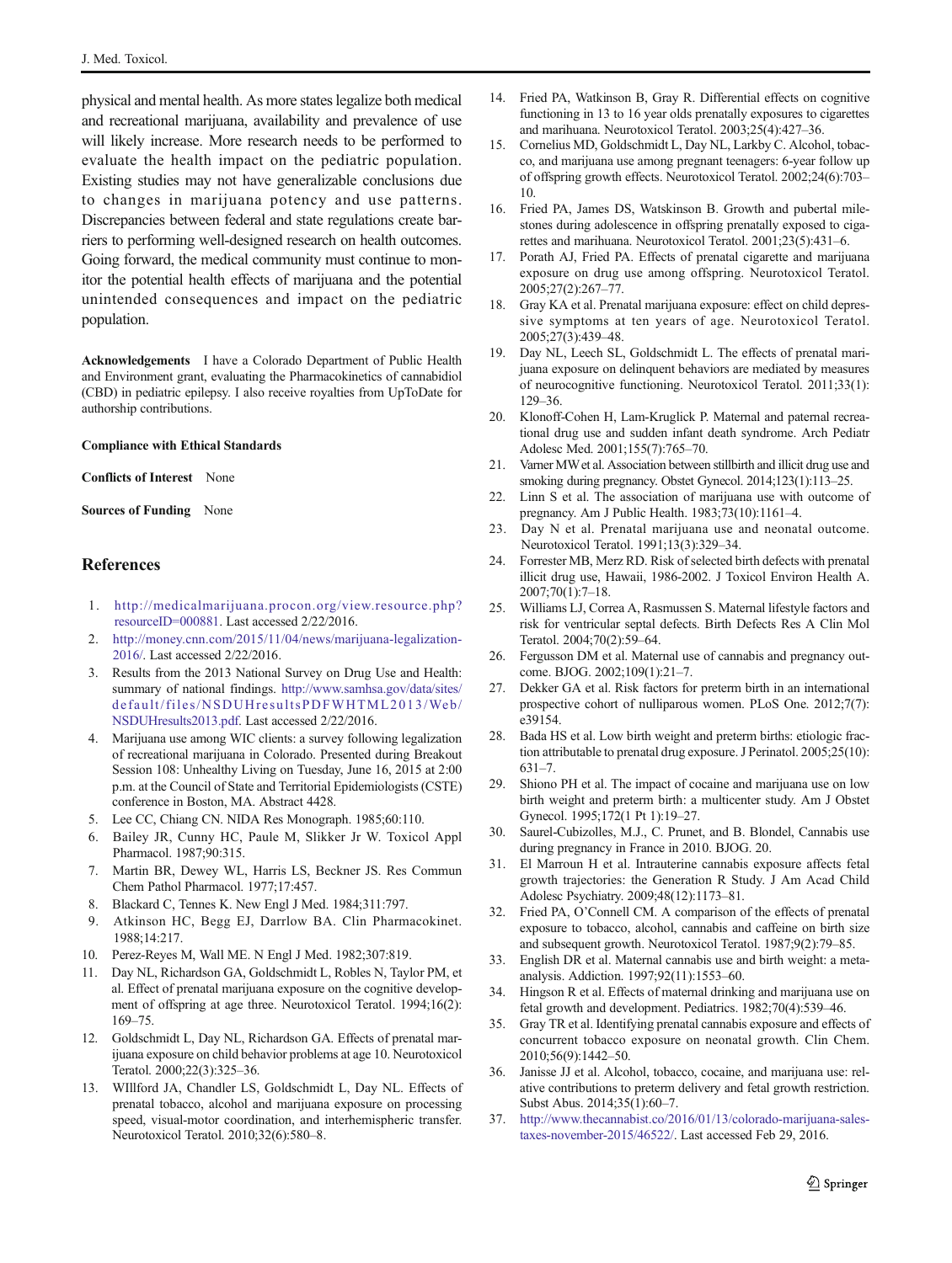physical and mental health. As more states legalize both medical and recreational marijuana, availability and prevalence of use will likely increase. More research needs to be performed to evaluate the health impact on the pediatric population. Existing studies may not have generalizable conclusions due to changes in marijuana potency and use patterns. Discrepancies between federal and state regulations create barriers to performing well-designed research on health outcomes. Going forward, the medical community must continue to monitor the potential health effects of marijuana and the potential unintended consequences and impact on the pediatric population.

**Acknowledgements** I have a Colorado Department of Public Health and Environment grant, evaluating the Pharmacokinetics of cannabidiol (CBD) in pediatric epilepsy. I also receive royalties from UpToDate for authorship contributions.

**Compliance with Ethical Standards**

**Conflicts of Interest** None

**Sources of Funding** None

## References

1. http://medicalmarijuana.procon.org/view.resource.php?resourceID=000881. Last accessed 2/22/2016.
2. http://money.cnn.com/2015/11/04/news/marijuana-legalization-2016/. Last accessed 2/22/2016.
3. Results from the 2013 National Survey on Drug Use and Health: summary of national findings. http://www.samhsa.gov/data/sites/default/files/NSDUHresultsPDFWHTML2013/Web/NSDUHresults2013.pdf. Last accessed 2/22/2016.
4. Marijuana use among WIC clients: a survey following legalization of recreational marijuana in Colorado. Presented during Breakout Session 108: Unhealthy Living on Tuesday, June 16, 2015 at 2:00 p.m. at the Council of State and Territorial Epidemiologists (CSTE) conference in Boston, MA. Abstract 4428.
5. Lee CC, Chiang CN. NIDA Res Monograph. 1985;60:110.
6. Bailey JR, Cunny HC, Paule M, Slikker Jr W. Toxicol Appl Pharmacol. 1987;90:315.
7. Martin BR, Dewey WL, Harris LS, Beckner JS. Res Commun Chem Pathol Pharmacol. 1977;17:457.
8. Blackard C, Tennes K. New Engl J Med. 1984;311:797.
9. Atkinson HC, Begg EJ, Darrlow BA. Clin Pharmacokinet. 1988;14:217.
10. Perez-Reyes M, Wall ME. N Engl J Med. 1982;307:819.
11. Day NL, Richardson GA, Goldschmidt L, Robles N, Taylor PM, et al. Effect of prenatal marijuana exposure on the cognitive development of offspring at age three. Neurotoxicol Teratol. 1994;16(2):169–75.
12. Goldschmidt L, Day NL, Richardson GA. Effects of prenatal marijuana exposure on child behavior problems at age 10. Neurotoxicol Teratol. 2000;22(3):325–36.
13. WIllford JA, Chandler LS, Goldschmidt L, Day NL. Effects of prenatal tobacco, alcohol and marijuana exposure on processing speed, visual-motor coordination, and interhemispheric transfer. Neurotoxicol Teratol. 2010;32(6):580–8.
14. Fried PA, Watkinson B, Gray R. Differential effects on cognitive functioning in 13 to 16 year olds prenatally exposures to cigarettes and marihuana. Neurotoxicol Teratol. 2003;25(4):427–36.
15. Cornelius MD, Goldschmidt L, Day NL, Larkby C. Alcohol, tobacco, and marijuana use among pregnant teenagers: 6-year follow up of offspring growth effects. Neurotoxicol Teratol. 2002;24(6):703–10.
16. Fried PA, James DS, Watskinson B. Growth and pubertal milestones during adolescence in offspring prenatally exposed to cigarettes and marihuana. Neurotoxicol Teratol. 2001;23(5):431–6.
17. Porath AJ, Fried PA. Effects of prenatal cigarette and marijuana exposure on drug use among offspring. Neurotoxicol Teratol. 2005;27(2):267–77.
18. Gray KA et al. Prenatal marijuana exposure: effect on child depressive symptoms at ten years of age. Neurotoxicol Teratol. 2005;27(3):439–48.
19. Day NL, Leech SL, Goldschmidt L. The effects of prenatal marijuana exposure on delinquent behaviors are mediated by measures of neurocognitive functioning. Neurotoxicol Teratol. 2011;33(1):129–36.
20. Klonoff-Cohen H, Lam-Kruglick P. Maternal and paternal recreational drug use and sudden infant death syndrome. Arch Pediatr Adolesc Med. 2001;155(7):765–70.
21. Varner MW et al. Association between stillbirth and illicit drug use and smoking during pregnancy. Obstet Gynecol. 2014;123(1):113–25.
22. Linn S et al. The association of marijuana use with outcome of pregnancy. Am J Public Health. 1983;73(10):1161–4.
23. Day N et al. Prenatal marijuana use and neonatal outcome. Neurotoxicol Teratol. 1991;13(3):329–34.
24. Forrester MB, Merz RD. Risk of selected birth defects with prenatal illicit drug use, Hawaii, 1986-2002. J Toxicol Environ Health A. 2007;70(1):7–18.
25. Williams LJ, Correa A, Rasmussen S. Maternal lifestyle factors and risk for ventricular septal defects. Birth Defects Res A Clin Mol Teratol. 2004;70(2):59–64.
26. Fergusson DM et al. Maternal use of cannabis and pregnancy outcome. BJOG. 2002;109(1):21–7.
27. Dekker GA et al. Risk factors for preterm birth in an international prospective cohort of nulliparous women. PLoS One. 2012;7(7):e39154.
28. Bada HS et al. Low birth weight and preterm births: etiologic fraction attributable to prenatal drug exposure. J Perinatol. 2005;25(10):631–7.
29. Shiono PH et al. The impact of cocaine and marijuana use on low birth weight and preterm birth: a multicenter study. Am J Obstet Gynecol. 1995;172(1 Pt 1):19–27.
30. Saurel-Cubizolles, M.J., C. Prunet, and B. Blondel, Cannabis use during pregnancy in France in 2010. BJOG. 20.
31. El Marroun H et al. Intrauterine cannabis exposure affects fetal growth trajectories: the Generation R Study. J Am Acad Child Adolesc Psychiatry. 2009;48(12):1173–81.
32. Fried PA, O'Connell CM. A comparison of the effects of prenatal exposure to tobacco, alcohol, cannabis and caffeine on birth size and subsequent growth. Neurotoxicol Teratol. 1987;9(2):79–85.
33. English DR et al. Maternal cannabis use and birth weight: a meta-analysis. Addiction. 1997;92(11):1553–60.
34. Hingson R et al. Effects of maternal drinking and marijuana use on fetal growth and development. Pediatrics. 1982;70(4):539–46.
35. Gray TR et al. Identifying prenatal cannabis exposure and effects of concurrent tobacco exposure on neonatal growth. Clin Chem. 2010;56(9):1442–50.
36. Janisse JJ et al. Alcohol, tobacco, cocaine, and marijuana use: relative contributions to preterm delivery and fetal growth restriction. Subst Abus. 2014;35(1):60–7.
37. http://www.thecannabist.co/2016/01/13/colorado-marijuana-sales-taxes-november-2015/46522/. Last accessed Feb 29, 2016.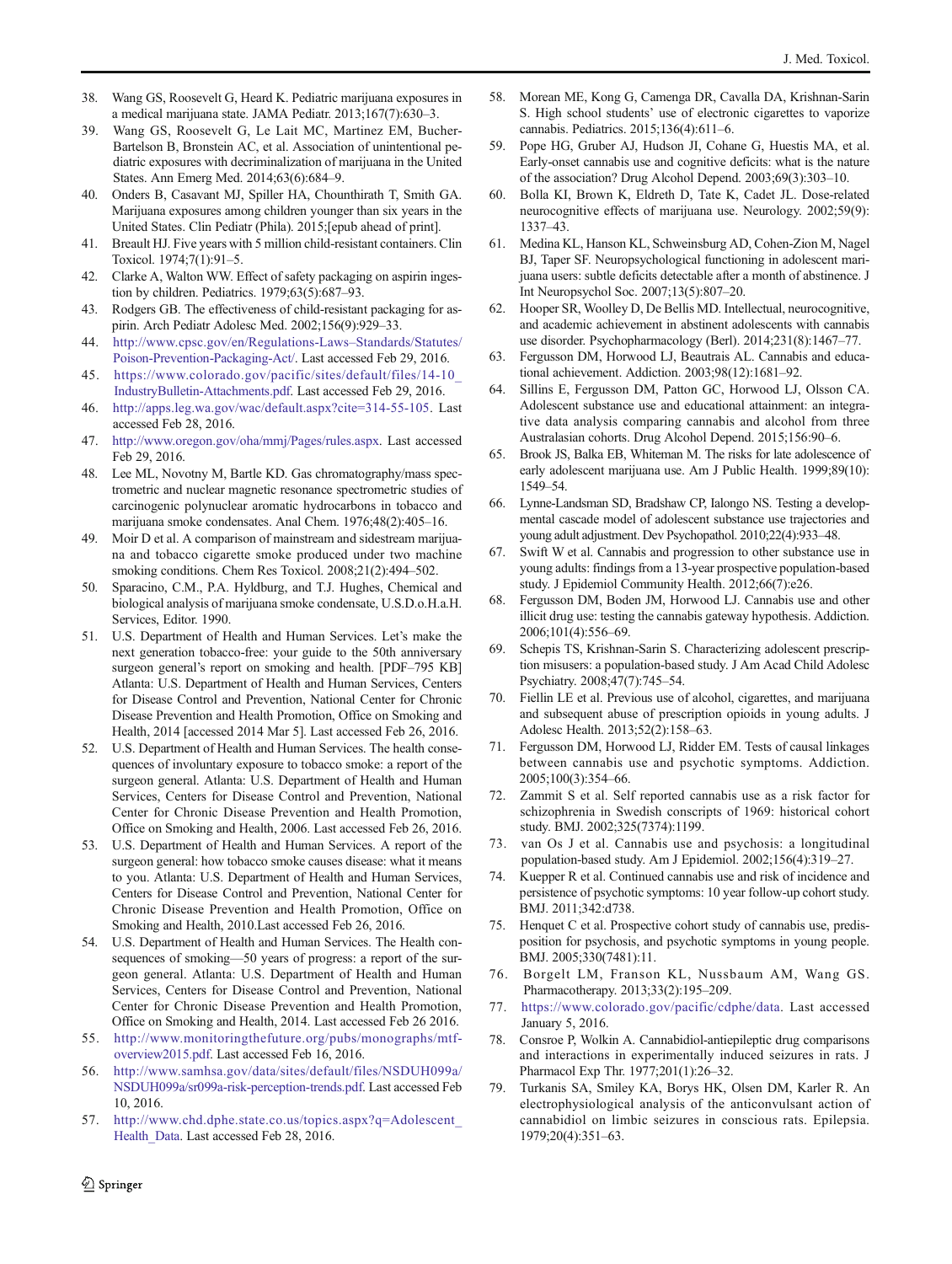38. Wang GS, Roosevelt G, Heard K. Pediatric marijuana exposures in a medical marijuana state. JAMA Pediatr. 2013;167(7):630–3.
39. Wang GS, Roosevelt G, Le Lait MC, Martinez EM, Bucher-Bartelson B, Bronstein AC, et al. Association of unintentional pediatric exposures with decriminalization of marijuana in the United States. Ann Emerg Med. 2014;63(6):684–9.
40. Onders B, Casavant MJ, Spiller HA, Chounthirath T, Smith GA. Marijuana exposures among children younger than six years in the United States. Clin Pediatr (Phila). 2015;[epub ahead of print].
41. Breault HJ. Five years with 5 million child-resistant containers. Clin Toxicol. 1974;7(1):91–5.
42. Clarke A, Walton WW. Effect of safety packaging on aspirin ingestion by children. Pediatrics. 1979;63(5):687–93.
43. Rodgers GB. The effectiveness of child-resistant packaging for aspirin. Arch Pediatr Adolesc Med. 2002;156(9):929–33.
44. http://www.cpsc.gov/en/Regulations-Laws–Standards/Statutes/Poison-Prevention-Packaging-Act/. Last accessed Feb 29, 2016.
45. https://www.colorado.gov/pacific/sites/default/files/14-10_IndustryBulletin-Attachments.pdf. Last accessed Feb 29, 2016.
46. http://apps.leg.wa.gov/wac/default.aspx?cite=314-55-105. Last accessed Feb 28, 2016.
47. http://www.oregon.gov/oha/mmj/Pages/rules.aspx. Last accessed Feb 29, 2016.
48. Lee ML, Novotny M, Bartle KD. Gas chromatography/mass spectrometric and nuclear magnetic resonance spectrometric studies of carcinogenic polynuclear aromatic hydrocarbons in tobacco and marijuana smoke condensates. Anal Chem. 1976;48(2):405–16.
49. Moir D et al. A comparison of mainstream and sidestream marijuana and tobacco cigarette smoke produced under two machine smoking conditions. Chem Res Toxicol. 2008;21(2):494–502.
50. Sparacino, C.M., P.A. Hyldburg, and T.J. Hughes, Chemical and biological analysis of marijuana smoke condensate, U.S.D.o.H.a.H. Services, Editor. 1990.
51. U.S. Department of Health and Human Services. Let's make the next generation tobacco-free: your guide to the 50th anniversary surgeon general's report on smoking and health. [PDF–795 KB] Atlanta: U.S. Department of Health and Human Services, Centers for Disease Control and Prevention, National Center for Chronic Disease Prevention and Health Promotion, Office on Smoking and Health, 2014 [accessed 2014 Mar 5]. Last accessed Feb 26, 2016.
52. U.S. Department of Health and Human Services. The health consequences of involuntary exposure to tobacco smoke: a report of the surgeon general. Atlanta: U.S. Department of Health and Human Services, Centers for Disease Control and Prevention, National Center for Chronic Disease Prevention and Health Promotion, Office on Smoking and Health, 2006. Last accessed Feb 26, 2016.
53. U.S. Department of Health and Human Services. A report of the surgeon general: how tobacco smoke causes disease: what it means to you. Atlanta: U.S. Department of Health and Human Services, Centers for Disease Control and Prevention, National Center for Chronic Disease Prevention and Health Promotion, Office on Smoking and Health, 2010.Last accessed Feb 26, 2016.
54. U.S. Department of Health and Human Services. The Health consequences of smoking—50 years of progress: a report of the surgeon general. Atlanta: U.S. Department of Health and Human Services, Centers for Disease Control and Prevention, National Center for Chronic Disease Prevention and Health Promotion, Office on Smoking and Health, 2014. Last accessed Feb 26 2016.
55. http://www.monitoringthefuture.org/pubs/monographs/mtf-overview2015.pdf. Last accessed Feb 16, 2016.
56. http://www.samhsa.gov/data/sites/default/files/NSDUH099a/NSDUH099a/sr099a-risk-perception-trends.pdf. Last accessed Feb 10, 2016.
57. http://www.chd.dphe.state.co.us/topics.aspx?q=Adolescent_Health_Data. Last accessed Feb 28, 2016.
58. Morean ME, Kong G, Camenga DR, Cavalla DA, Krishnan-Sarin S. High school students' use of electronic cigarettes to vaporize cannabis. Pediatrics. 2015;136(4):611–6.
59. Pope HG, Gruber AJ, Hudson JI, Cohane G, Huestis MA, et al. Early-onset cannabis use and cognitive deficits: what is the nature of the association? Drug Alcohol Depend. 2003;69(3):303–10.
60. Bolla KI, Brown K, Eldreth D, Tate K, Cadet JL. Dose-related neurocognitive effects of marijuana use. Neurology. 2002;59(9):1337–43.
61. Medina KL, Hanson KL, Schweinsburg AD, Cohen-Zion M, Nagel BJ, Taper SF. Neuropsychological functioning in adolescent marijuana users: subtle deficits detectable after a month of abstinence. J Int Neuropsychol Soc. 2007;13(5):807–20.
62. Hooper SR, Woolley D, De Bellis MD. Intellectual, neurocognitive, and academic achievement in abstinent adolescents with cannabis use disorder. Psychopharmacology (Berl). 2014;231(8):1467–77.
63. Fergusson DM, Horwood LJ, Beautrais AL. Cannabis and educational achievement. Addiction. 2003;98(12):1681–92.
64. Sillins E, Fergusson DM, Patton GC, Horwood LJ, Olsson CA. Adolescent substance use and educational attainment: an integrative data analysis comparing cannabis and alcohol from three Australasian cohorts. Drug Alcohol Depend. 2015;156:90–6.
65. Brook JS, Balka EB, Whiteman M. The risks for late adolescence of early adolescent marijuana use. Am J Public Health. 1999;89(10):1549–54.
66. Lynne-Landsman SD, Bradshaw CP, Ialongo NS. Testing a developmental cascade model of adolescent substance use trajectories and young adult adjustment. Dev Psychopathol. 2010;22(4):933–48.
67. Swift W et al. Cannabis and progression to other substance use in young adults: findings from a 13-year prospective population-based study. J Epidemiol Community Health. 2012;66(7):e26.
68. Fergusson DM, Boden JM, Horwood LJ. Cannabis use and other illicit drug use: testing the cannabis gateway hypothesis. Addiction. 2006;101(4):556–69.
69. Schepis TS, Krishnan-Sarin S. Characterizing adolescent prescription misusers: a population-based study. J Am Acad Child Adolesc Psychiatry. 2008;47(7):745–54.
70. Fiellin LE et al. Previous use of alcohol, cigarettes, and marijuana and subsequent abuse of prescription opioids in young adults. J Adolesc Health. 2013;52(2):158–63.
71. Fergusson DM, Horwood LJ, Ridder EM. Tests of causal linkages between cannabis use and psychotic symptoms. Addiction. 2005;100(3):354–66.
72. Zammit S et al. Self reported cannabis use as a risk factor for schizophrenia in Swedish conscripts of 1969: historical cohort study. BMJ. 2002;325(7374):1199.
73. van Os J et al. Cannabis use and psychosis: a longitudinal population-based study. Am J Epidemiol. 2002;156(4):319–27.
74. Kuepper R et al. Continued cannabis use and risk of incidence and persistence of psychotic symptoms: 10 year follow-up cohort study. BMJ. 2011;342:d738.
75. Henquet C et al. Prospective cohort study of cannabis use, predisposition for psychosis, and psychotic symptoms in young people. BMJ. 2005;330(7481):11.
76. Borgelt LM, Franson KL, Nussbaum AM, Wang GS. Pharmacotherapy. 2013;33(2):195–209.
77. https://www.colorado.gov/pacific/cdphe/data. Last accessed January 5, 2016.
78. Consroe P, Wolkin A. Cannabidiol-antiepileptic drug comparisons and interactions in experimentally induced seizures in rats. J Pharmacol Exp Thr. 1977;201(1):26–32.
79. Turkanis SA, Smiley KA, Borys HK, Olsen DM, Karler R. An electrophysiological analysis of the anticonvulsant action of cannabidiol on limbic seizures in conscious rats. Epilepsia. 1979;20(4):351–63.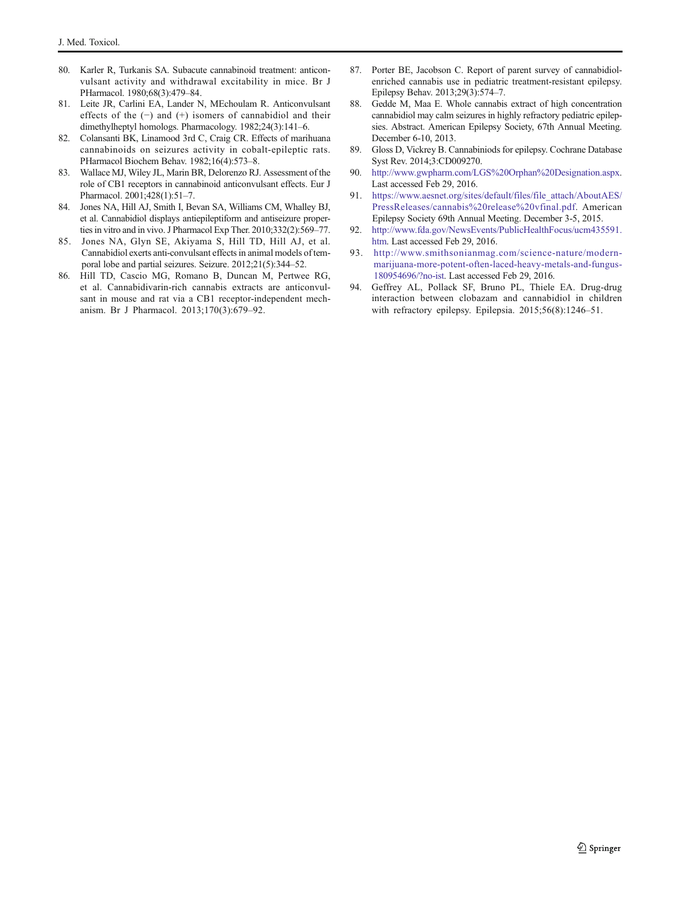80. Karler R, Turkanis SA. Subacute cannabinoid treatment: anticonvulsant activity and withdrawal excitability in mice. Br J PHarmacol. 1980;68(3):479–84.
81. Leite JR, Carlini EA, Lander N, MEchoulam R. Anticonvulsant effects of the (−) and (+) isomers of cannabidiol and their dimethylheptyl homologs. Pharmacology. 1982;24(3):141–6.
82. Colansanti BK, Linamood 3rd C, Craig CR. Effects of marihuana cannabinoids on seizures activity in cobalt-epileptic rats. PHarmacol Biochem Behav. 1982;16(4):573–8.
83. Wallace MJ, Wiley JL, Marin BR, Delorenzo RJ. Assessment of the role of CB1 receptors in cannabinoid anticonvulsant effects. Eur J Pharmacol. 2001;428(1):51–7.
84. Jones NA, Hill AJ, Smith I, Bevan SA, Williams CM, Whalley BJ, et al. Cannabidiol displays antiepileptiform and antiseizure properties in vitro and in vivo. J Pharmacol Exp Ther. 2010;332(2):569–77.
85. Jones NA, Glyn SE, Akiyama S, Hill TD, Hill AJ, et al. Cannabidiol exerts anti-convulsant effects in animal models of temporal lobe and partial seizures. Seizure. 2012;21(5):344–52.
86. Hill TD, Cascio MG, Romano B, Duncan M, Pertwee RG, et al. Cannabidivarin-rich cannabis extracts are anticonvulsant in mouse and rat via a CB1 receptor-independent mechanism. Br J Pharmacol. 2013;170(3):679–92.
87. Porter BE, Jacobson C. Report of parent survey of cannabidiol-enriched cannabis use in pediatric treatment-resistant epilepsy. Epilepsy Behav. 2013;29(3):574–7.
88. Gedde M, Maa E. Whole cannabis extract of high concentration cannabidiol may calm seizures in highly refractory pediatric epilepsies. Abstract. American Epilepsy Society, 67th Annual Meeting. December 6-10, 2013.
89. Gloss D, Vickrey B. Cannabiniods for epilepsy. Cochrane Database Syst Rev. 2014;3:CD009270.
90. http://www.gwpharm.com/LGS%20Orphan%20Designation.aspx. Last accessed Feb 29, 2016.
91. https://www.aesnet.org/sites/default/files/file_attach/AboutAES/PressReleases/cannabis%20release%20vfinal.pdf. American Epilepsy Society 69th Annual Meeting. December 3-5, 2015.
92. http://www.fda.gov/NewsEvents/PublicHealthFocus/ucm435591.htm. Last accessed Feb 29, 2016.
93. http://www.smithsonianmag.com/science-nature/modern-marijuana-more-potent-often-laced-heavy-metals-and-fungus-180954696/?no-ist. Last accessed Feb 29, 2016.
94. Geffrey AL, Pollack SF, Bruno PL, Thiele EA. Drug-drug interaction between clobazam and cannabidiol in children with refractory epilepsy. Epilepsia. 2015;56(8):1246–51.